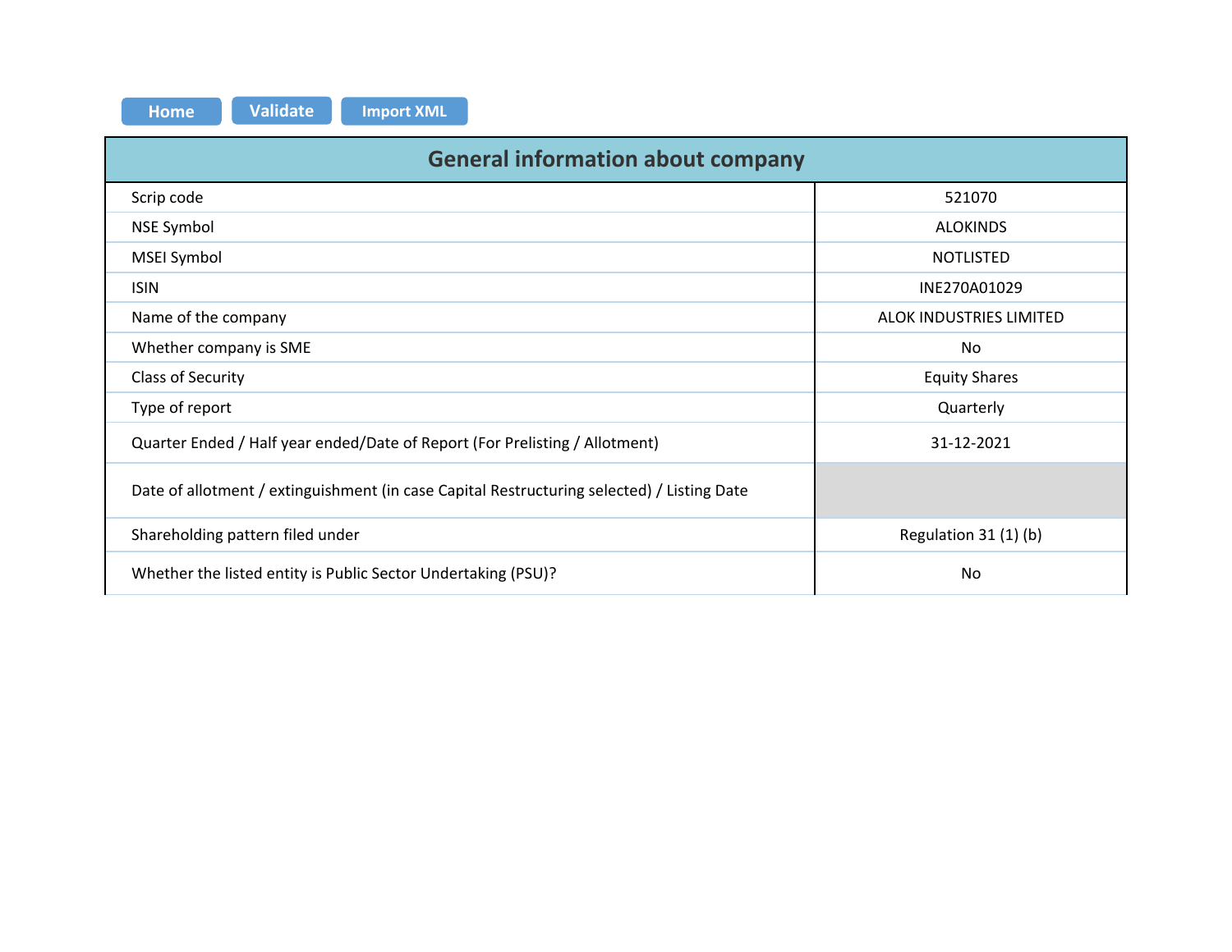Home | Validate | Import XML

| General information about company | |
|---|---|
| Scrip code | 521070 |
| NSE Symbol | ALOKINDS |
| MSEI Symbol | NOTLISTED |
| ISIN | INE270A01029 |
| Name of the company | ALOK INDUSTRIES LIMITED |
| Whether company is SME | No |
| Class of Security | Equity Shares |
| Type of report | Quarterly |
| Quarter Ended / Half year ended/Date of Report (For Prelisting / Allotment) | 31-12-2021 |
| Date of allotment / extinguishment (in case Capital Restructuring selected) / Listing Date | |
| Shareholding pattern filed under | Regulation 31 (1) (b) |
| Whether the listed entity is Public Sector Undertaking (PSU)? | No |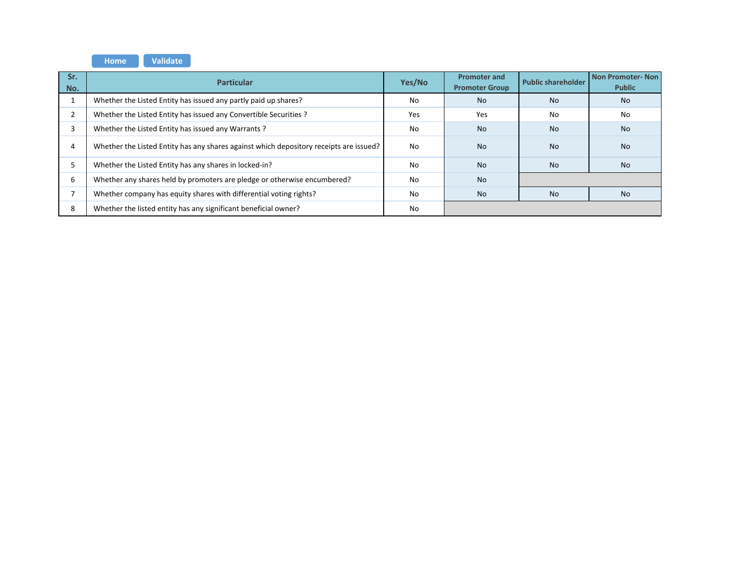Home Validate

| Sr. No. | Particular | Yes/No | Promoter and Promoter Group | Public shareholder | Non Promoter- Non Public |
|---|---|---|---|---|---|
| 1 | Whether the Listed Entity has issued any partly paid up shares? | No | No | No | No |
| 2 | Whether the Listed Entity has issued any Convertible Securities ? | Yes | Yes | No | No |
| 3 | Whether the Listed Entity has issued any Warrants ? | No | No | No | No |
| 4 | Whether the Listed Entity has any shares against which depository receipts are issued? | No | No | No | No |
| 5 | Whether the Listed Entity has any shares in locked-in? | No | No | No | No |
| 6 | Whether any shares held by promoters are pledge or otherwise encumbered? | No | No | | |
| 7 | Whether company has equity shares with differential voting rights? | No | No | No | No |
| 8 | Whether the listed entity has any significant beneficial owner? | No | | | |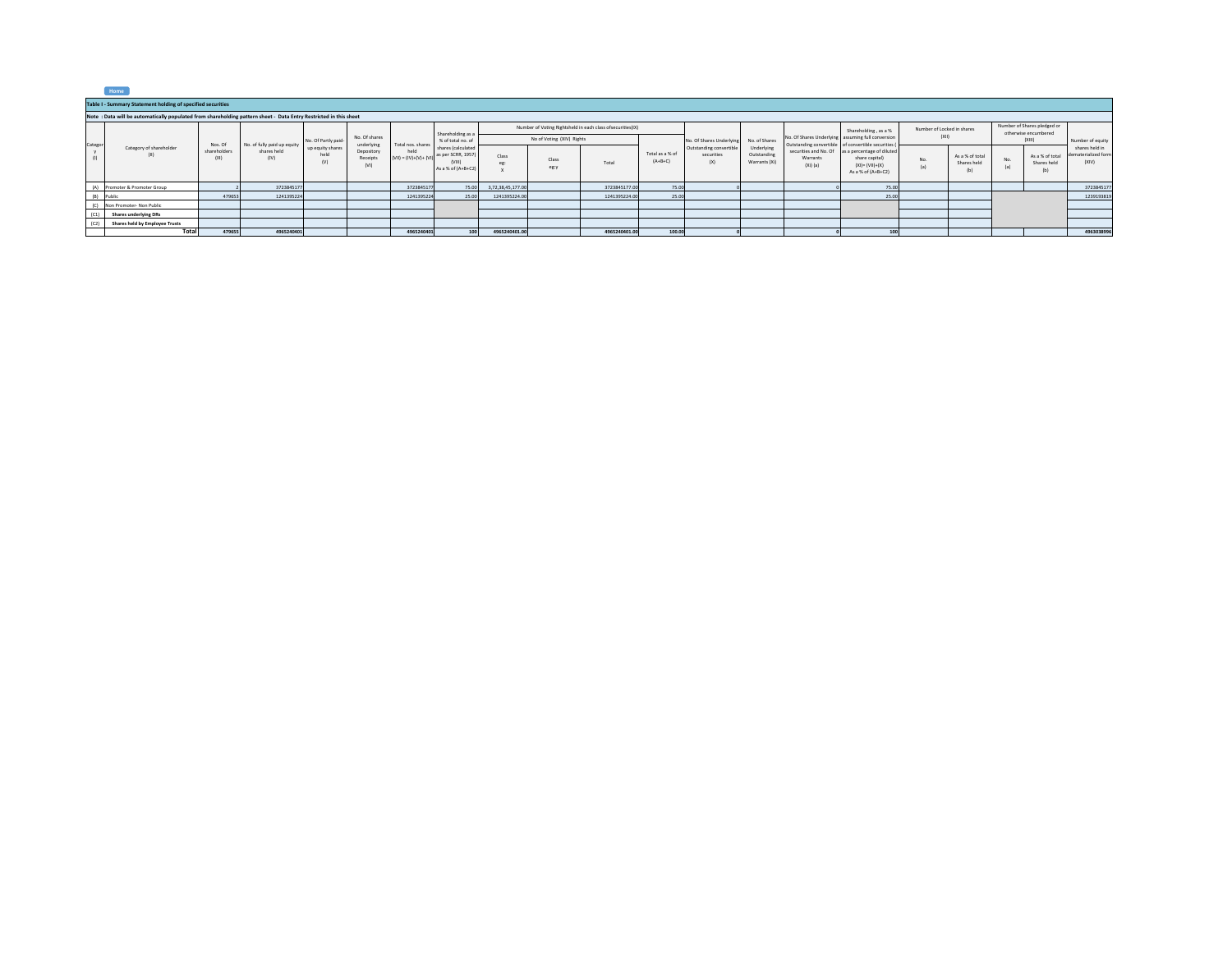Home

**Table I - Summary Statement holding of specified securities**

**Note : Data will be automatically populated from shareholding pattern sheet - Data Entry Restricted in this sheet**

| Category (I) | Category of shareholder (II) | Nos. Of shareholders (III) | No. of fully paid up equity shares held (IV) | No. Of Partly paid-up equity shares held (V) | No. Of shares underlying Depository Receipts (VI) | Total nos. shares held (VII) = (IV)+(V)+ (VI) | Shareholding as a % of total no. of shares (calculated as per SCRR, 1957) (VIII) As a % of (A+B+C2) | Number of Voting Rightsheld in each class ofsecurities(IX) | | | | No. Of Shares Underlying Outstanding convertible securities (X) | No. of Shares Underlying Outstanding Warrants (Xi) | No. Of Shares Underlying Outstanding convertible securities and No. Of Warrants (Xi) (a) | Shareholding , as a % assuming full conversion of convertible securities ( as a percentage of diluted share capital) (XI)= (VII)+(X) As a % of (A+B+C2) | Number of Locked in shares (XII) | | Number of Shares pledged or otherwise encumbered (XIII) | | Number of equity shares held in dematerialized form (XIV) |
|---|---|---|---|---|---|---|---|---|---|---|---|---|---|---|---|---|---|---|---|---|
| | | | | | | | | No of Voting (XIV) Rights | | | Total as a % of (A+B+C) | | | | | No. (a) | As a % of total Shares held (b) | No. (a) | As a % of total Shares held (b) | |
| | | | | | | | | Class eg: X | Class eg:y | Total | | | | | | | | | | |
| (A) | Promoter & Promoter Group | 2 | 3723845177 | | | 3723845177 | 75.00 | 3,72,38,45,177.00 | | 3723845177.00 | 75.00 | 0 | | 0 | 75.00 | | | | | 3723845177 |
| (B) | Public | 479653 | 1241395224 | | | 1241395224 | 25.00 | 1241395224.00 | | 1241395224.00 | 25.00 | | | | 25.00 | | | | | 1239193819 |
| (C) | Non Promoter- Non Public | | | | | | | | | | | | | | | | | | | |
| (C1) | **Shares underlying DRs** | | | | | | | | | | | | | | | | | | | |
| (C2) | **Shares held by Employee Trusts** | | | | | | | | | | | | | | | | | | | |
| | **Total** | 479655 | 4965240401 | | | 4965240401 | 100 | 4965240401.00 | | 4965240401.00 | 100.00 | 0 | | 0 | 100 | | | | | 4963038996 |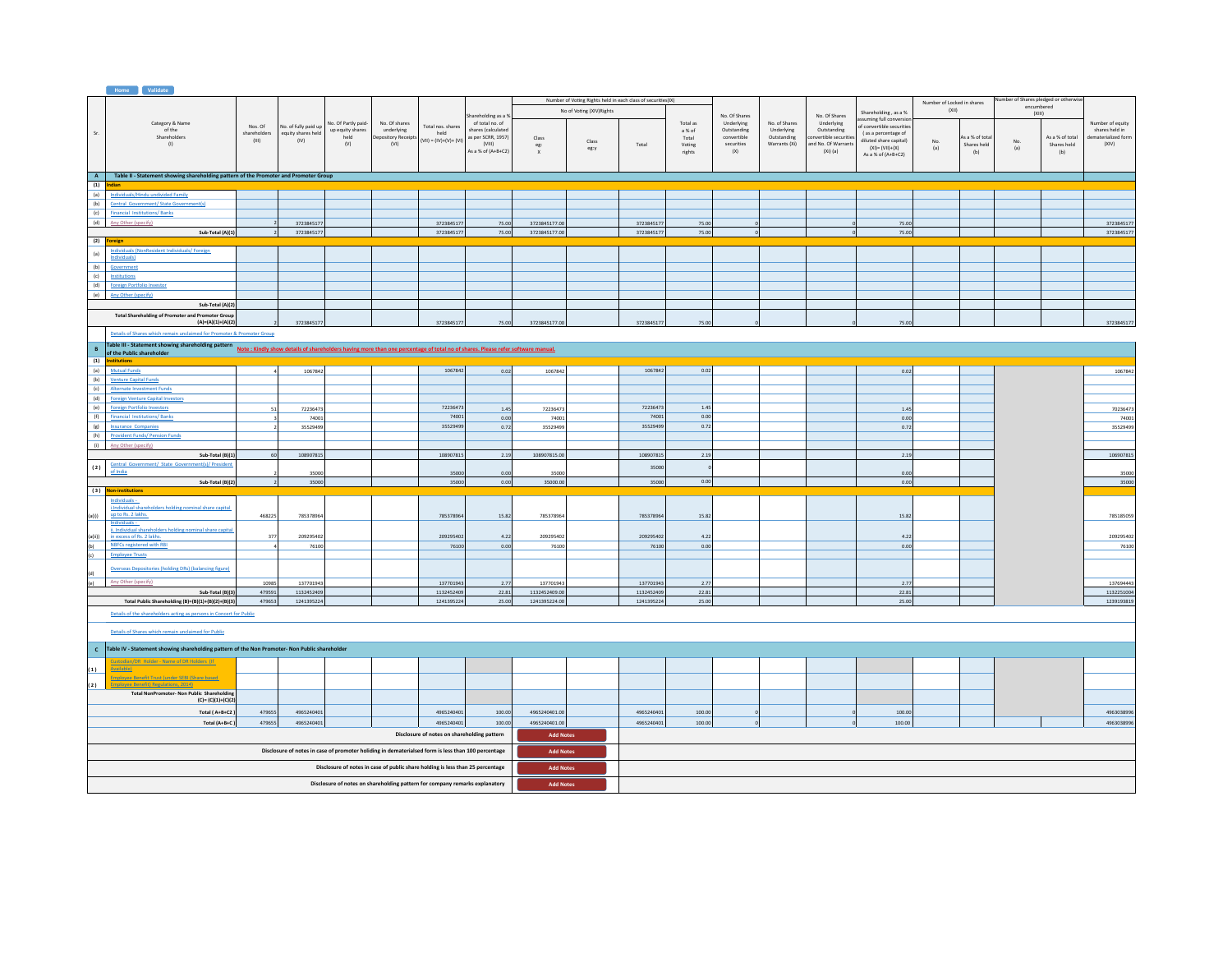Home Validate

| Sr. | Category & Name of the Shareholders (I) | Nos. Of shareholders (III) | No. of fully paid up equity shares held (IV) | No. Of Partly paid-up equity shares held (V) | No. Of shares underlying Depository Receipts (VI) | Total nos. shares held (VII) = (IV)+(V)+ (VI) | Shareholding as a % of total no. of shares (calculated as per SCRR, 1957) (VIII) As a % of (A+B+C2) | Number of Voting Rights held in each class of securities(IX) | | | | No. Of Shares Underlying Outstanding convertible securities (X) | No. of Shares Underlying Outstanding Warrants (Xi) | No. Of Shares Underlying Outstanding convertible securities and No. Of Warrants (Xi) (a) | Shareholding , as a % assuming full conversion of convertible securities ( as a percentage of diluted share capital) (XI)= (VII)+(X) As a % of (A+B+C2) | Number of Locked in shares (XII) | | Number of Shares pledged or otherwise encumbered (XIII) | | Number of equity shares held in dematerialized form (XIV) |
|---|---|---|---|---|---|---|---|---|---|---|---|---|---|---|---|---|---|---|---|---|
| | | | | | | | | No of Voting (XIV)Rights | | | Total as a % of Total Voting rights | | | | | | | | | |
| | | | | | | | | Class eg: X | Class eg:y | Total | | | | | | No. (a) | As a % of total Shares held (b) | No. (a) | As a % of total Shares held (b) | |
| A | **Table II - Statement showing shareholding pattern of the Promoter and Promoter Group** | | | | | | | | | | | | | | | | | | | |
| (1) | **Indian** | | | | | | | | | | | | | | | | | | | |
| (a) | Individuals/Hindu undivided Family | | | | | | | | | | | | | | | | | | | |
| (b) | Central Government/ State Government(s) | | | | | | | | | | | | | | | | | | | |
| (c) | Financial Institutions/ Banks | | | | | | | | | | | | | | | | | | | |
| (d) | Any Other (specify) | 2 | 3723845177 | | | 3723845177 | 75.00 | 3723845177.00 | | 3723845177 | 75.00 | 0 | | 0 | 75.00 | | | | | 3723845177 |
| | Sub-Total (A)(1) | 2 | 3723845177 | | | 3723845177 | 75.00 | 3723845177.00 | | 3723845177 | 75.00 | 0 | | 0 | 75.00 | | | | | 3723845177 |
| (2) | **Foreign** | | | | | | | | | | | | | | | | | | | |
| (a) | Individuals (NonResident Individuals/ Foreign Individuals) | | | | | | | | | | | | | | | | | | | |
| (b) | Government | | | | | | | | | | | | | | | | | | | |
| (c) | Institutions | | | | | | | | | | | | | | | | | | | |
| (d) | Foreign Portfolio Investor | | | | | | | | | | | | | | | | | | | |
| (e) | Any Other (specify) | | | | | | | | | | | | | | | | | | | |
| | Sub-Total (A)(2) | | | | | | | | | | | | | | | | | | | |
| | Total Shareholding of Promoter and Promoter Group (A)=(A)(1)+(A)(2) | 2 | 3723845177 | | | 3723845177 | 75.00 | 3723845177.00 | | 3723845177 | 75.00 | 0 | | 0 | 75.00 | | | | | 3723845177 |
| | Details of Shares which remain unclaimed for Promoter & Promoter Group | | | | | | | | | | | | | | | | | | | |
| B | **Table III - Statement showing shareholding pattern of the Public shareholder** Note : Kindly show details of shareholders having more than one percentage of total no of shares. Please refer software manual. | | | | | | | | | | | | | | | | | | | |
| (1) | **Institutions** | | | | | | | | | | | | | | | | | | | |
| (a) | Mutual Funds | 4 | 1067842 | | | 1067842 | 0.02 | 1067842 | | 1067842 | 0.02 | | | | 0.02 | | | | | 1067842 |
| (b) | Venture Capital Funds | | | | | | | | | | | | | | | | | | | |
| (c) | Alternate Investment Funds | | | | | | | | | | | | | | | | | | | |
| (d) | Foreign Venture Capital Investors | | | | | | | | | | | | | | | | | | | |
| (e) | Foreign Portfolio Investors | 51 | 72236473 | | | 72236473 | 1.45 | 72236473 | | 72236473 | 1.45 | | | | 1.45 | | | | | 70236473 |
| (f) | Financial Institutions/ Banks | 3 | 74001 | | | 74001 | 0.00 | 74001 | | 74001 | 0.00 | | | | 0.00 | | | | | 74001 |
| (g) | Insurance Companies | 2 | 35529499 | | | 35529499 | 0.72 | 35529499 | | 35529499 | 0.72 | | | | 0.72 | | | | | 35529499 |
| (h) | Provident Funds/ Pension Funds | | | | | | | | | | | | | | | | | | | |
| (i) | Any Other (specify) | | | | | | | | | | | | | | | | | | | |
| | Sub-Total (B)(1) | 60 | 108907815 | | | 108907815 | 2.19 | 108907815.00 | | 108907815 | 2.19 | | | | 2.19 | | | | | 106907815 |
| (2) | Central Government/ State Government(s)/ President of India | 2 | 35000 | | | 35000 | 0.00 | 35000 | | 35000 | 0 | | | | 0.00 | | | | | 35000 |
| | Sub-Total (B)(2) | 2 | 35000 | | | 35000 | 0.00 | 35000.00 | | 35000 | 0.00 | | | | 0.00 | | | | | 35000 |
| (3) | **Non-institutions** | | | | | | | | | | | | | | | | | | | |
| (a(i)) | Individuals - i.Individual shareholders holding nominal share capital up to Rs. 2 lakhs. | 468225 | 785378964 | | | 785378964 | 15.82 | 785378964 | | 785378964 | 15.82 | | | | 15.82 | | | | | 785185059 |
| (a(ii)) | Individuals - ii. Individual shareholders holding nominal share capital in excess of Rs. 2 lakhs. | 377 | 209295402 | | | 209295402 | 4.22 | 209295402 | | 209295402 | 4.22 | | | | 4.22 | | | | | 209295402 |
| (b) | NBFCs registered with RBI | 4 | 76100 | | | 76100 | 0.00 | 76100 | | 76100 | 0.00 | | | | 0.00 | | | | | 76100 |
| (c) | Employee Trusts | | | | | | | | | | | | | | | | | | | |
| (d) | Overseas Depositories (holding DRs) (balancing figure) | | | | | | | | | | | | | | | | | | | |
| (e) | Any Other (specify) | 10985 | 137701943 | | | 137701943 | 2.77 | 137701943 | | 137701943 | 2.77 | | | | 2.77 | | | | | 137694443 |
| | Sub-Total (B)(3) | 479591 | 1132452409 | | | 1132452409 | 22.81 | 1132452409.00 | | 1132452409 | 22.81 | | | | 22.81 | | | | | 1132251004 |
| | Total Public Shareholding (B)=(B)(1)+(B)(2)+(B)(3) | 479653 | 1241395224 | | | 1241395224 | 25.00 | 1241395224.00 | | 1241395224 | 25.00 | | | | 25.00 | | | | | 1239193819 |
| | Details of the shareholders acting as persons in Concert for Public | | | | | | | | | | | | | | | | | | | |
| | Details of Shares which remain unclaimed for Public | | | | | | | | | | | | | | | | | | | |
| C | **Table IV - Statement showing shareholding pattern of the Non Promoter- Non Public shareholder** | | | | | | | | | | | | | | | | | | | |
| (1) | Custodian/DR Holder - Name of DR Holders (If Available) | | | | | | | | | | | | | | | | | | | |
| (2) | Employee Benefit Trust (under SEBI (Share based Employee Benefit) Regulations, 2014) | | | | | | | | | | | | | | | | | | | |
| | Total NonPromoter- Non Public Shareholding (C)= (C)(1)+(C)(2) | | | | | | | | | | | | | | | | | | | |
| | Total ( A+B+C2 ) | 479655 | 4965240401 | | | 4965240401 | 100.00 | 4965240401.00 | | 4965240401 | 100.00 | 0 | | 0 | 100.00 | | | | | 4963038996 |
| | Total (A+B+C ) | 479655 | 4965240401 | | | 4965240401 | 100.00 | 4965240401.00 | | 4965240401 | 100.00 | 0 | | 0 | 100.00 | | | | | 4963038996 |

Disclosure of notes on shareholding pattern — Add Notes

Disclosure of notes in case of promoter holiding in dematerialsed form is less than 100 percentage — Add Notes

Disclosure of notes in case of public share holding is less than 25 percentage — Add Notes

Disclosure of notes on shareholding pattern for company remarks explanatory — Add Notes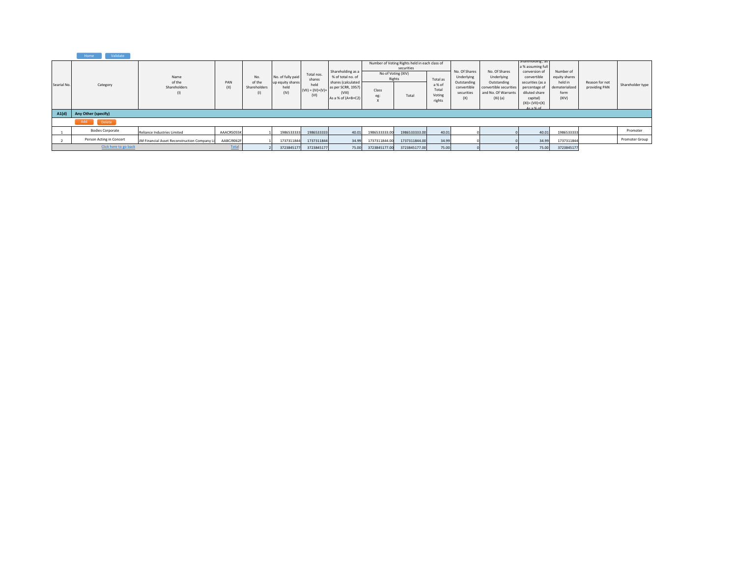| Searial No. | Category | Name of the Shareholders (I) | PAN (II) | No. of the Shareholders (I) | No. of fully paid up equity shares held (IV) | Total nos. shares held (VII) = (IV)+(V)+ (VI) | Shareholding as a % of total no. of shares (calculated as per SCRR, 1957) (VIII) As a % of (A+B+C2) | Number of Voting Rights held in each class of securities | | | No. Of Shares Underlying Outstanding convertible securities (X) | No. Of Shares Underlying Outstanding convertible securities and No. Of Warrants (Xi) (a) | Shareholding , as a % assuming full conversion of convertible securities (as a percentage of diluted share capital) (XI)= (VII)+(X) As a % of | Number of equity shares held in dematerialized form (XIV) | Reason for not providing PAN | Shareholder type |
|---|---|---|---|---|---|---|---|---|---|---|---|---|---|---|---|---|
| | | | | | | | | No of Voting (XIV) Rights | | Total as a % of Total Voting rights | | | | | | |
| | | | | | | | | Class eg: X | Total | | | | | | | |
| **A1(d)** | **Any Other (specify)** | | | | | | | | | | | | | | | |
| 1 | Bodies Corporate | Reliance Industries Limited | AAACR5055K | 1 | 1986533333 | 1986533333 | 40.01 | 1986533333.00 | 1986533333.00 | 40.01 | 0 | 0 | 40.01 | 1986533333 | | Promoter |
| 2 | Person Acting in Concert | JM Financial Asset Reconstruction Company Li | AABCJ9062F | 1 | 1737311844 | 1737311844 | 34.99 | 1737311844.00 | 1737311844.00 | 34.99 | 0 | 0 | 34.99 | 1737311844 | | Promoter Group |
| | Click here to go back | | Total | 2 | 3723845177 | 3723845177 | 75.00 | 3723845177.00 | 3723845177.00 | 75.00 | 0 | 0 | 75.00 | 3723845177 | | |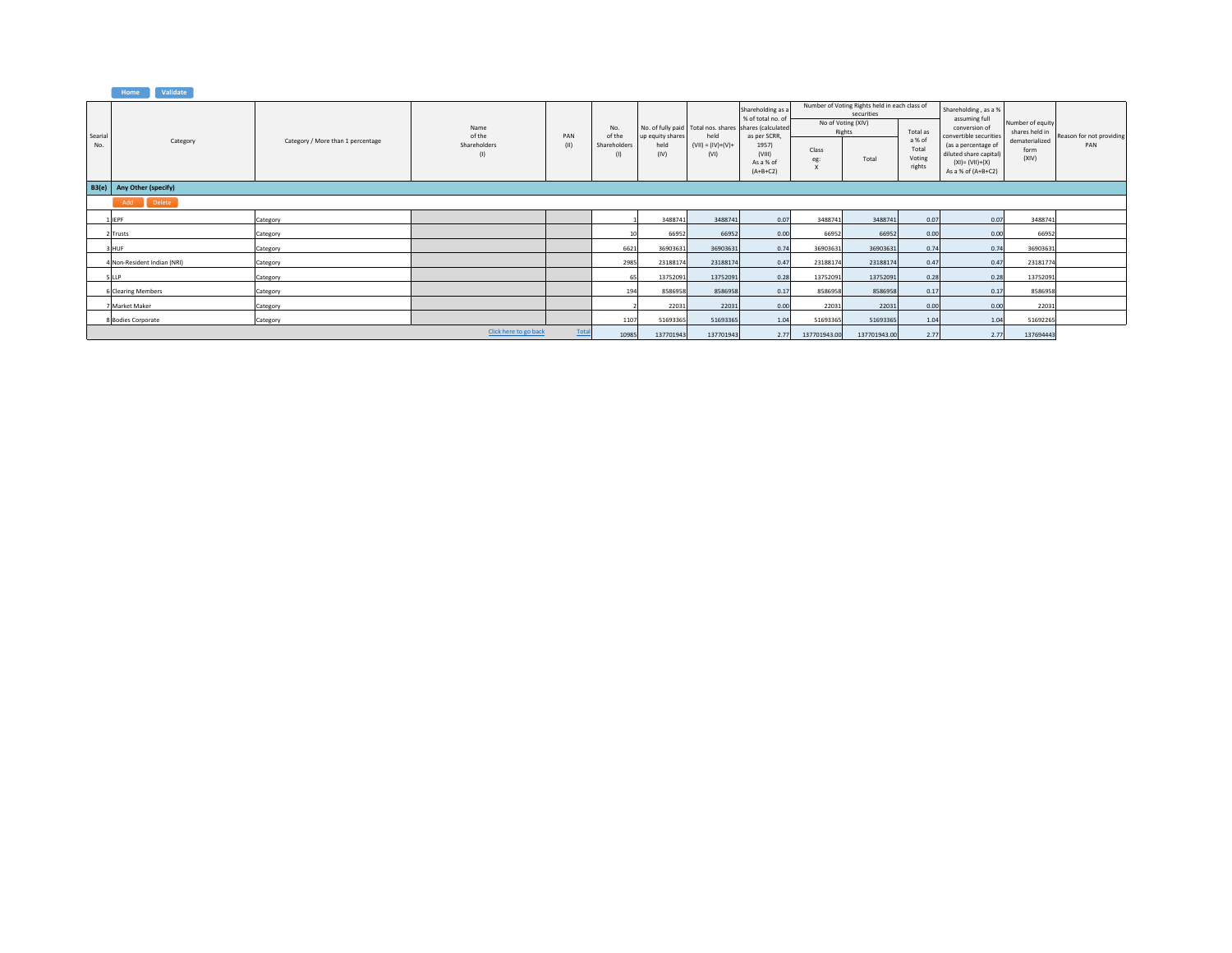Home Validate

| Searial No. | Category | Category / More than 1 percentage | Name of the Shareholders (I) | PAN (II) | No. of the Shareholders (I) | No. of fully paid up equity shares held (IV) | Total nos. shares held (VII) = (IV)+(V)+ (VI) | Shareholding as a % of total no. of shares (calculated as per SCRR, 1957) (VIII) As a % of (A+B+C2) | Number of Voting Rights held in each class of securities | | | Shareholding , as a % assuming full conversion of convertible securities (as a percentage of diluted share capital) (XI)= (VII)+(X) As a % of (A+B+C2) | Number of equity shares held in dematerialized form (XIV) | Reason for not providing PAN |
|---|---|---|---|---|---|---|---|---|---|---|---|---|---|---|
| | | | | | | | | | No of Voting (XIV) Rights | | Total as a % of Total Voting rights | | | |
| | | | | | | | | | Class eg: X | Total | | | | |
| **B3(e)** | **Any Other (specify)** | | | | | | | | | | | | | |
| | Add Delete | | | | | | | | | | | | | |
| 1 | IEPF | Category | | | 1 | 3488741 | 3488741 | 0.07 | 3488741 | 3488741 | 0.07 | 0.07 | 3488741 | |
| 2 | Trusts | Category | | | 10 | 66952 | 66952 | 0.00 | 66952 | 66952 | 0.00 | 0.00 | 66952 | |
| 3 | HUF | Category | | | 6621 | 36903631 | 36903631 | 0.74 | 36903631 | 36903631 | 0.74 | 0.74 | 36903631 | |
| 4 | Non-Resident Indian (NRI) | Category | | | 2985 | 23188174 | 23188174 | 0.47 | 23188174 | 23188174 | 0.47 | 0.47 | 23181774 | |
| 5 | LLP | Category | | | 65 | 13752091 | 13752091 | 0.28 | 13752091 | 13752091 | 0.28 | 0.28 | 13752091 | |
| 6 | Clearing Members | Category | | | 194 | 8586958 | 8586958 | 0.17 | 8586958 | 8586958 | 0.17 | 0.17 | 8586958 | |
| 7 | Market Maker | Category | | | 2 | 22031 | 22031 | 0.00 | 22031 | 22031 | 0.00 | 0.00 | 22031 | |
| 8 | Bodies Corporate | Category | | | 1107 | 51693365 | 51693365 | 1.04 | 51693365 | 51693365 | 1.04 | 1.04 | 51692265 | |
| | | | Click here to go back | Total | 10985 | 137701943 | 137701943 | 2.77 | 137701943.00 | 137701943.00 | 2.77 | 2.77 | 137694443 | |